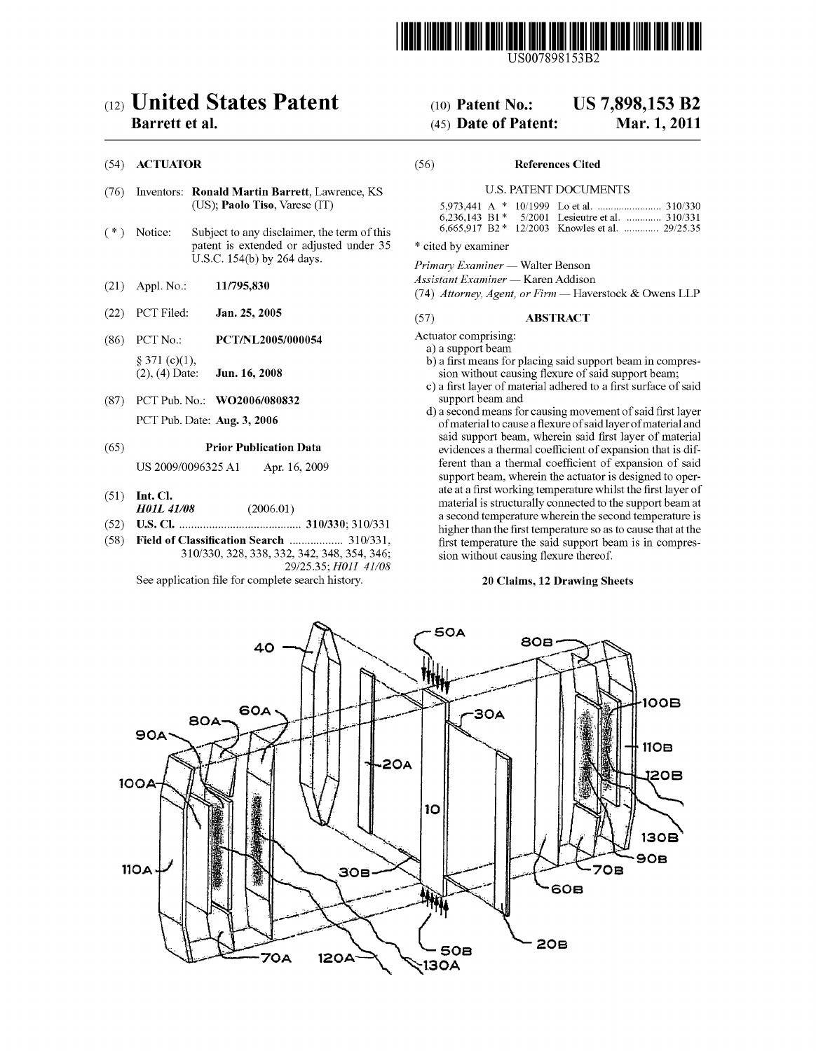US007898153B2

# (12) United States Patent
**Barrett et al.**

(10) **Patent No.: US 7,898,153 B2**

(45) **Date of Patent: Mar. 1, 2011**

(54) **ACTUATOR**

(76) Inventors: **Ronald Martin Barrett**, Lawrence, KS (US); **Paolo Tiso**, Varese (IT)

( * ) Notice: Subject to any disclaimer, the term of this patent is extended or adjusted under 35 U.S.C. 154(b) by 264 days.

(21) Appl. No.: **11/795,830**

(22) PCT Filed: **Jan. 25, 2005**

(86) PCT No.: **PCT/NL2005/000054**

§ 371 (c)(1), (2), (4) Date: **Jun. 16, 2008**

(87) PCT Pub. No.: **WO2006/080832**

PCT Pub. Date: **Aug. 3, 2006**

(65) **Prior Publication Data**

US 2009/0096325 A1 Apr. 16, 2009

(51) **Int. Cl.**
***H01L 41/08*** (2006.01)

(52) **U.S. Cl.** ......................................... **310/330**; 310/331

(58) **Field of Classification Search** .................. 310/331, 310/330, 328, 338, 332, 342, 348, 354, 346; 29/25.35; *H01L 41/08*

See application file for complete search history.

(56) **References Cited**

U.S. PATENT DOCUMENTS

| | | | | |
|---|---|---|---|---|
| 5,973,441 A * | 10/1999 | Lo et al. | ........................ | 310/330 |
| 6,236,143 B1 * | 5/2001 | Lesieutre et al. | ............. | 310/331 |
| 6,665,917 B2 * | 12/2003 | Knowles et al. | ............. | 29/25.35 |

\* cited by examiner

*Primary Examiner* — Walter Benson
*Assistant Examiner* — Karen Addison
(74) *Attorney, Agent, or Firm* — Haverstock & Owens LLP

(57) **ABSTRACT**

Actuator comprising:

a) a support beam
b) a first means for placing said support beam in compression without causing flexure of said support beam;
c) a first layer of material adhered to a first surface of said support beam and
d) a second means for causing movement of said first layer of material to cause a flexure of said layer of material and said support beam, wherein said first layer of material evidences a thermal coefficient of expansion that is different than a thermal coefficient of expansion of said support beam, wherein the actuator is designed to operate at a first working temperature whilst the first layer of material is structurally connected to the support beam at a second temperature wherein the second temperature is higher than the first temperature so as to cause that at the first temperature the said support beam is in compression without causing flexure thereof.

**20 Claims, 12 Drawing Sheets**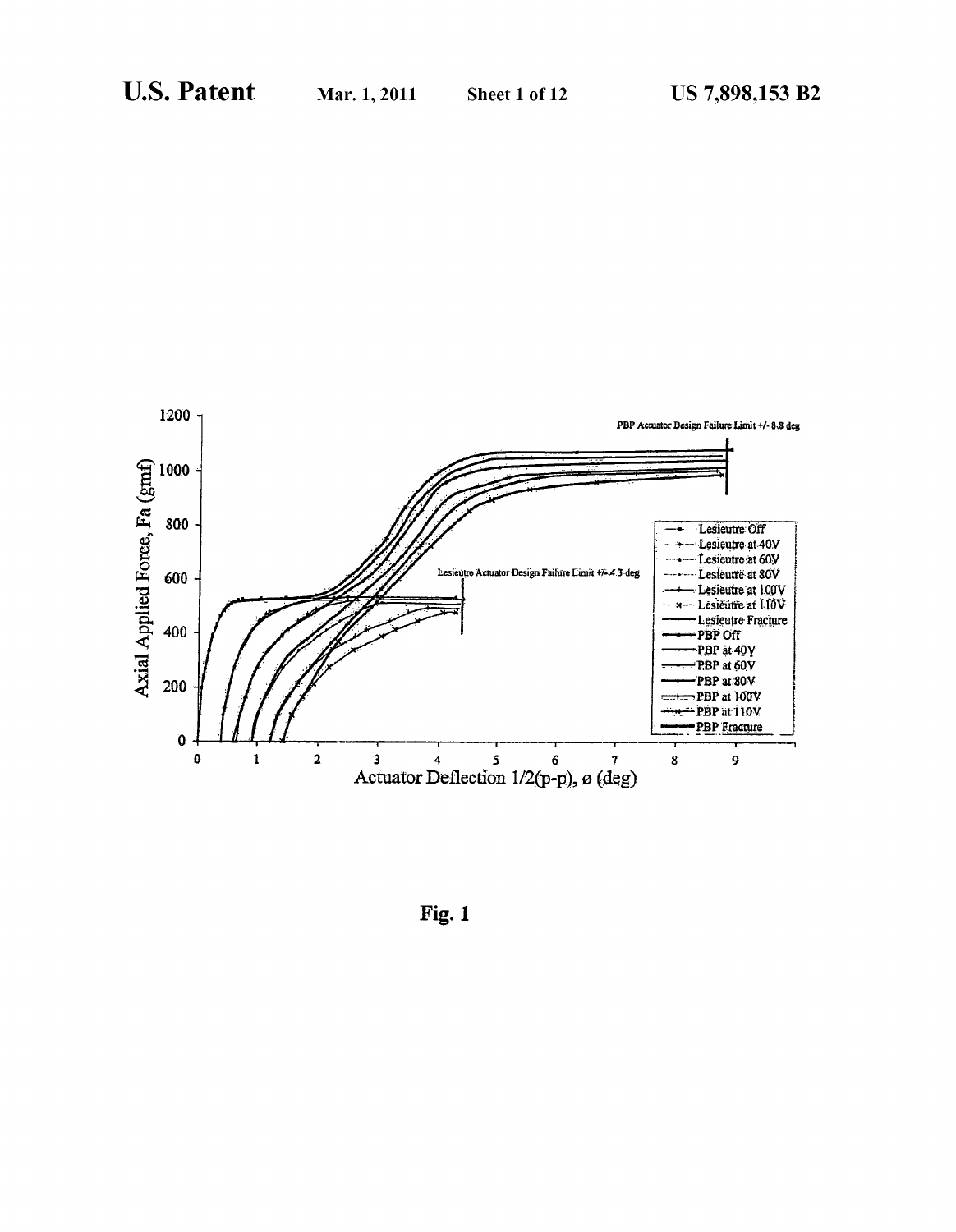Fig. 1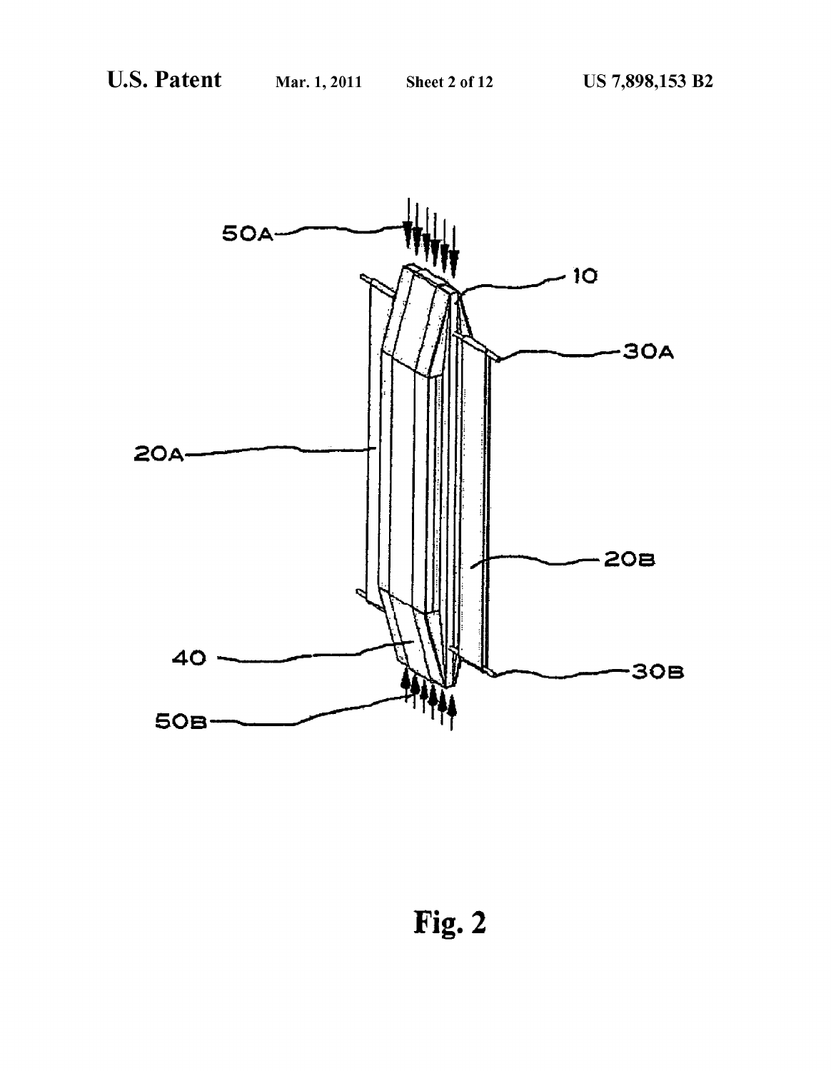Fig. 2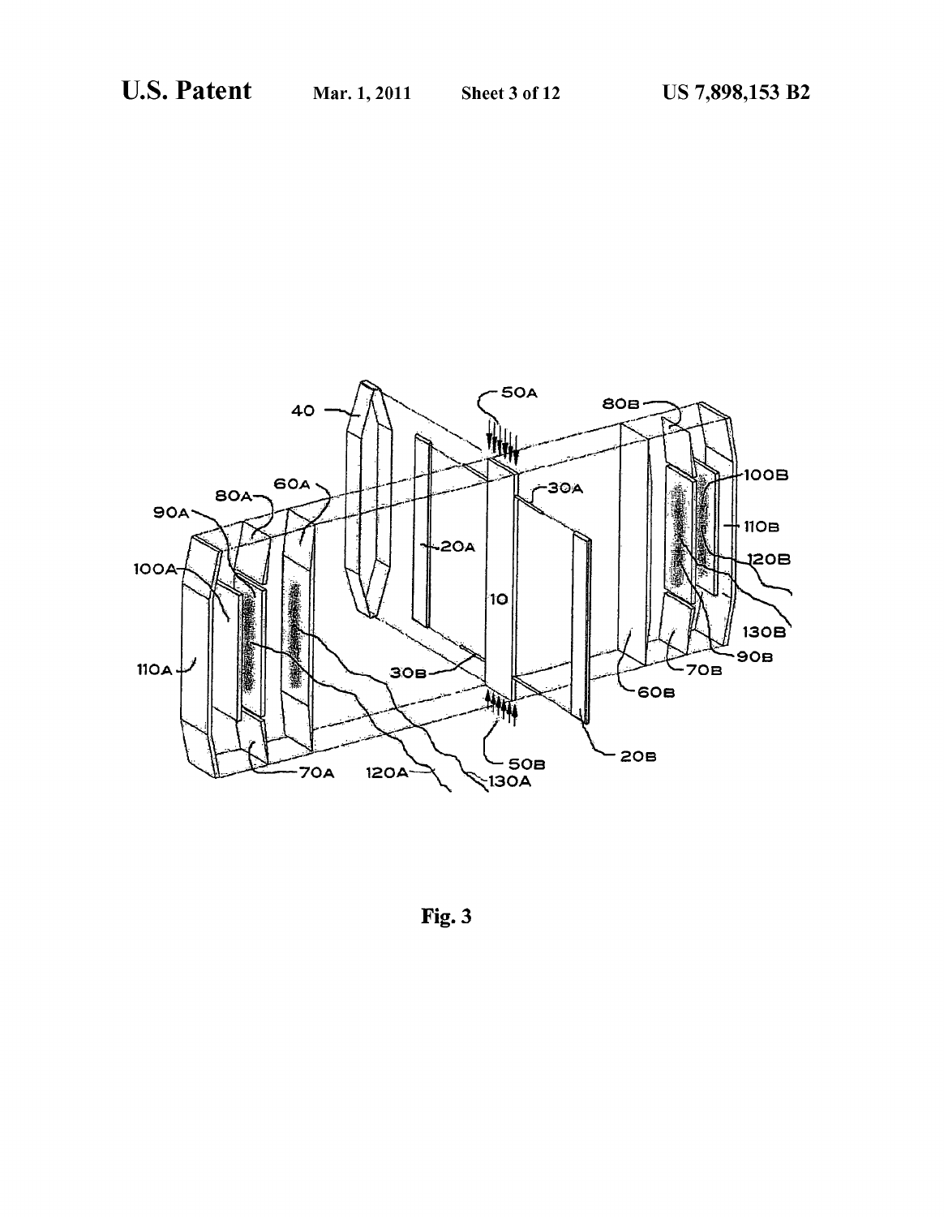Fig. 3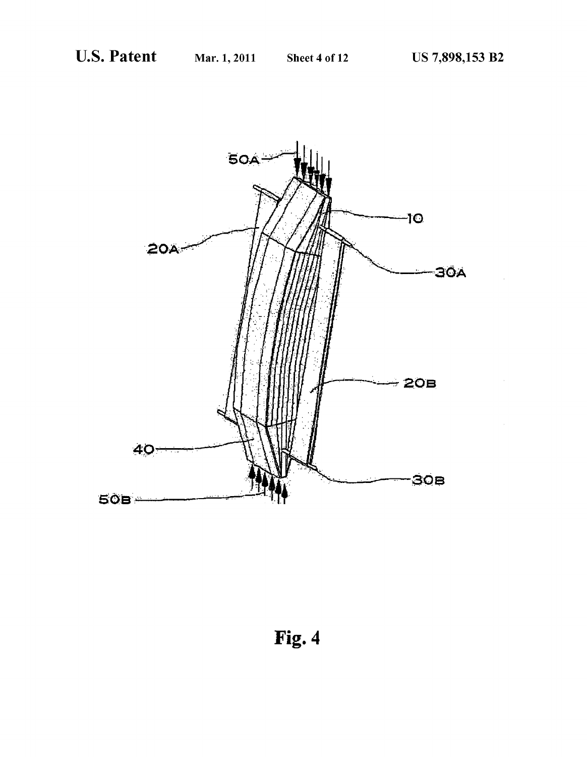Fig. 4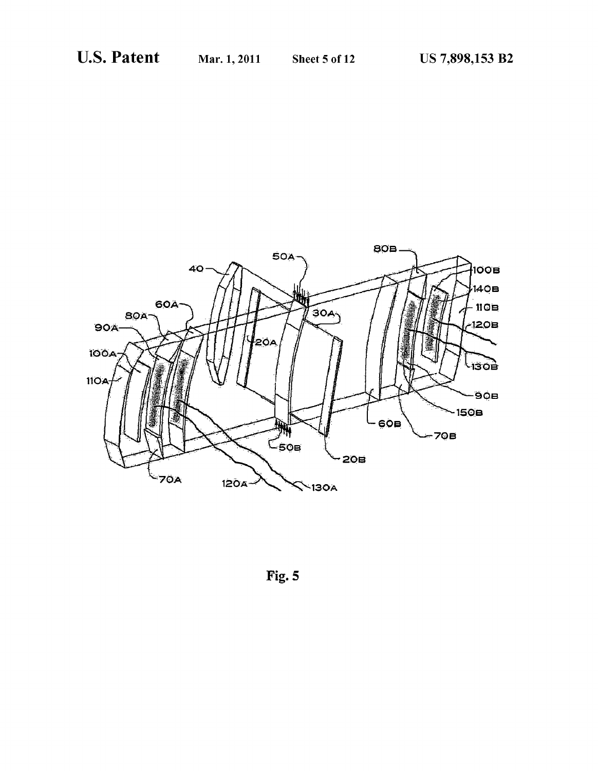Fig. 5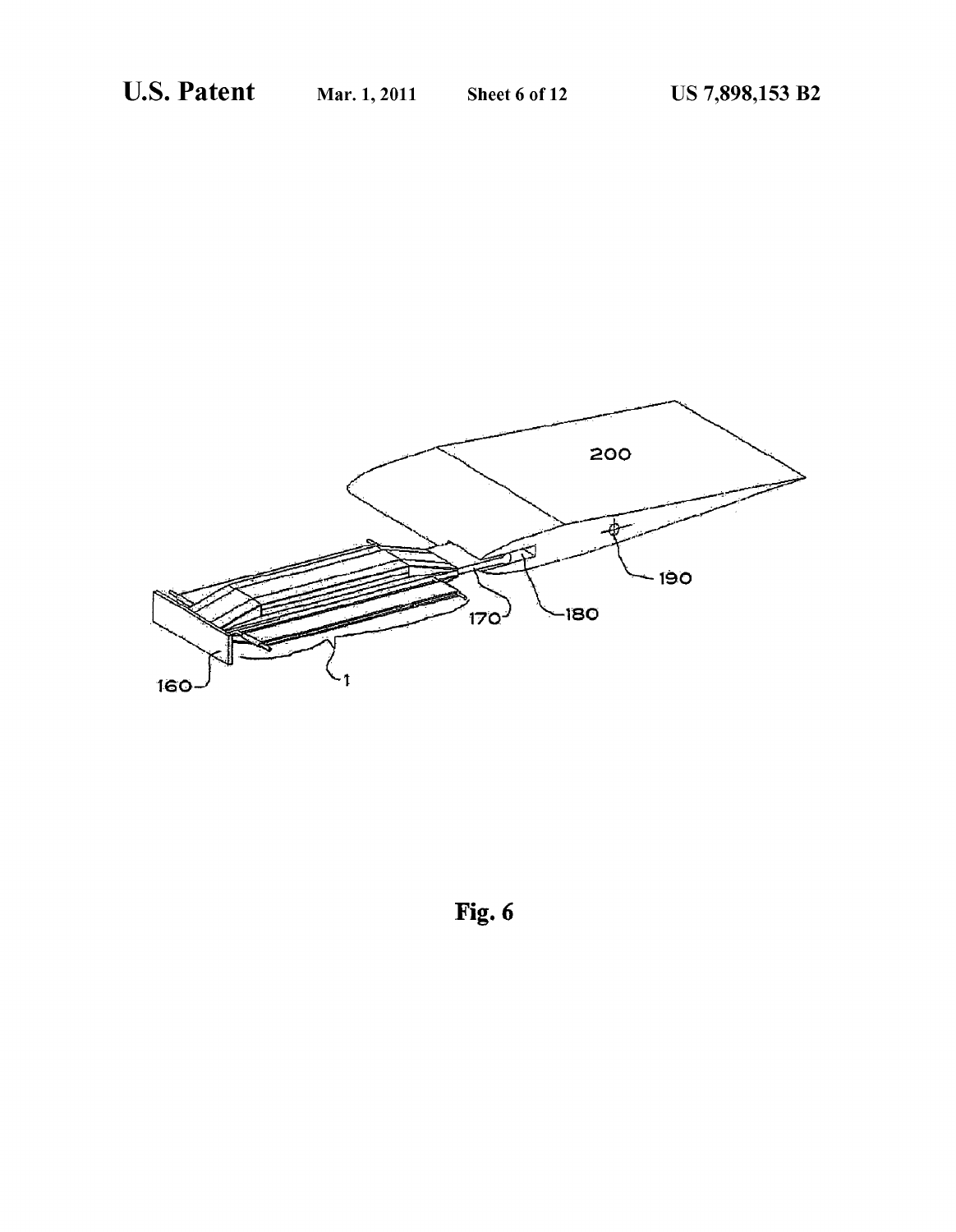Fig. 6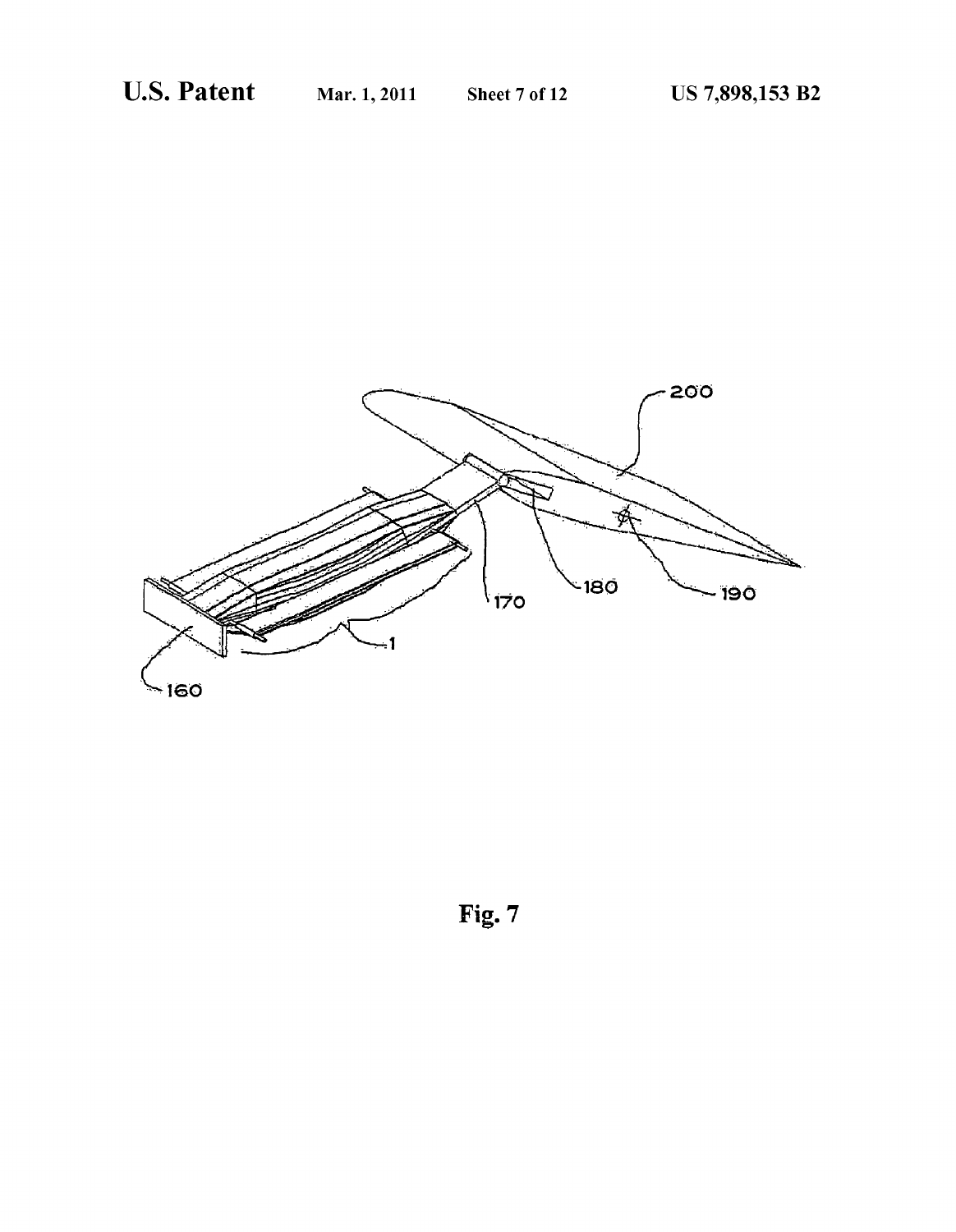Fig. 7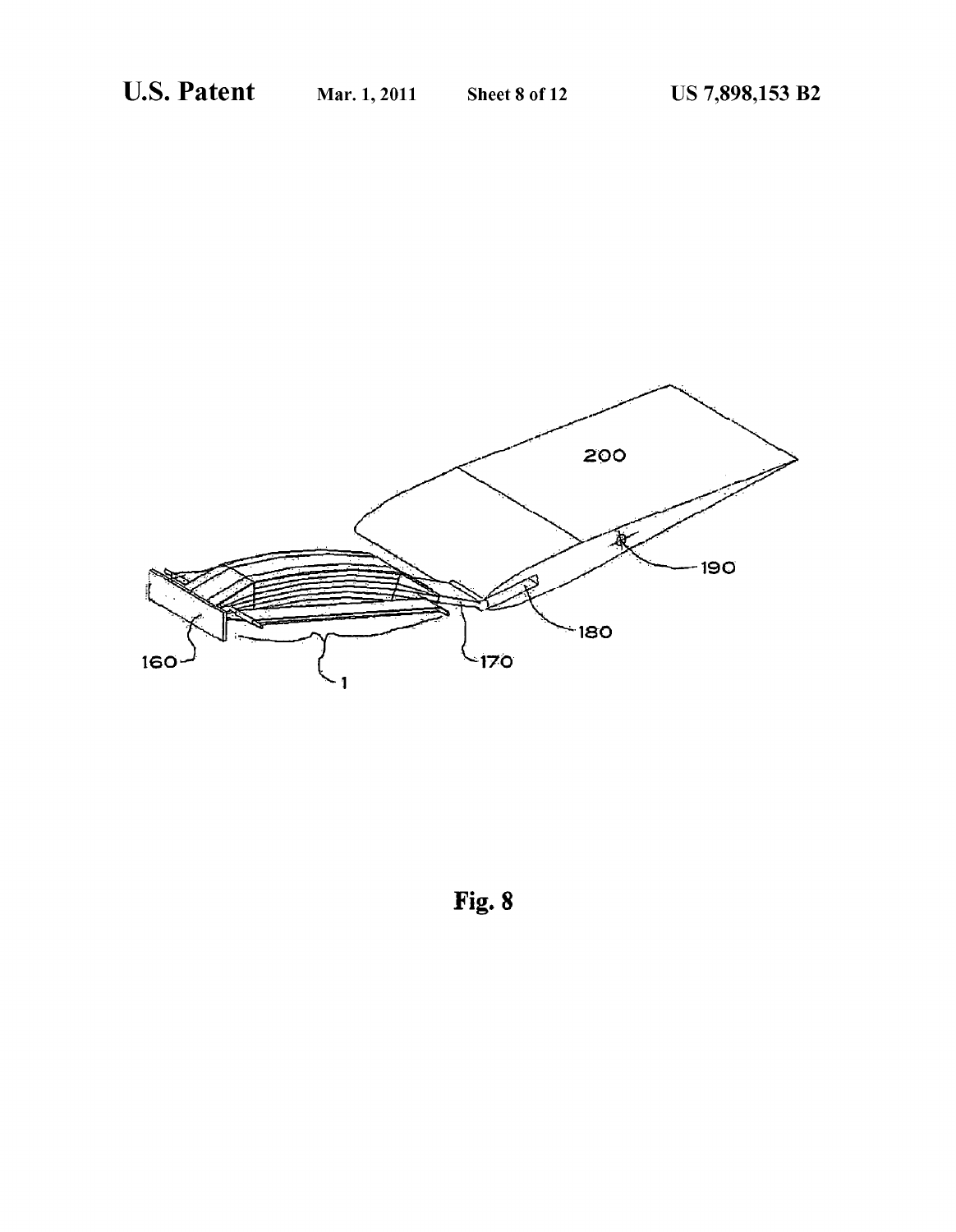Fig. 8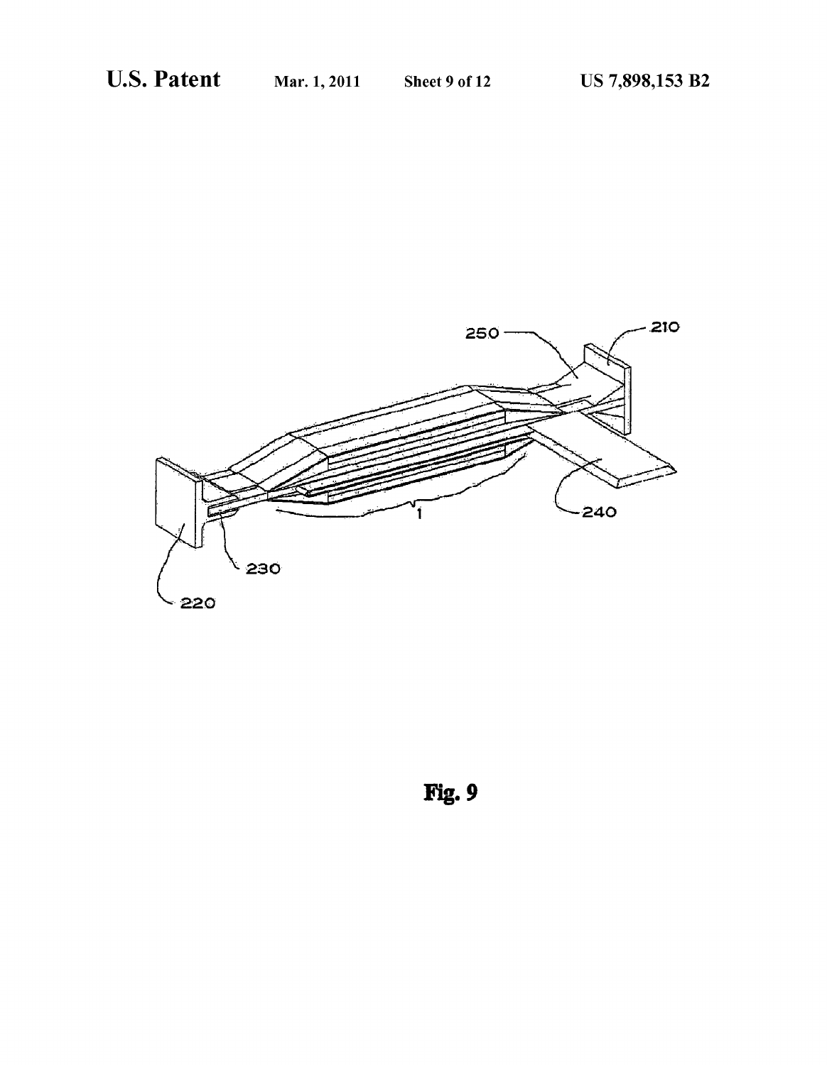Fig. 9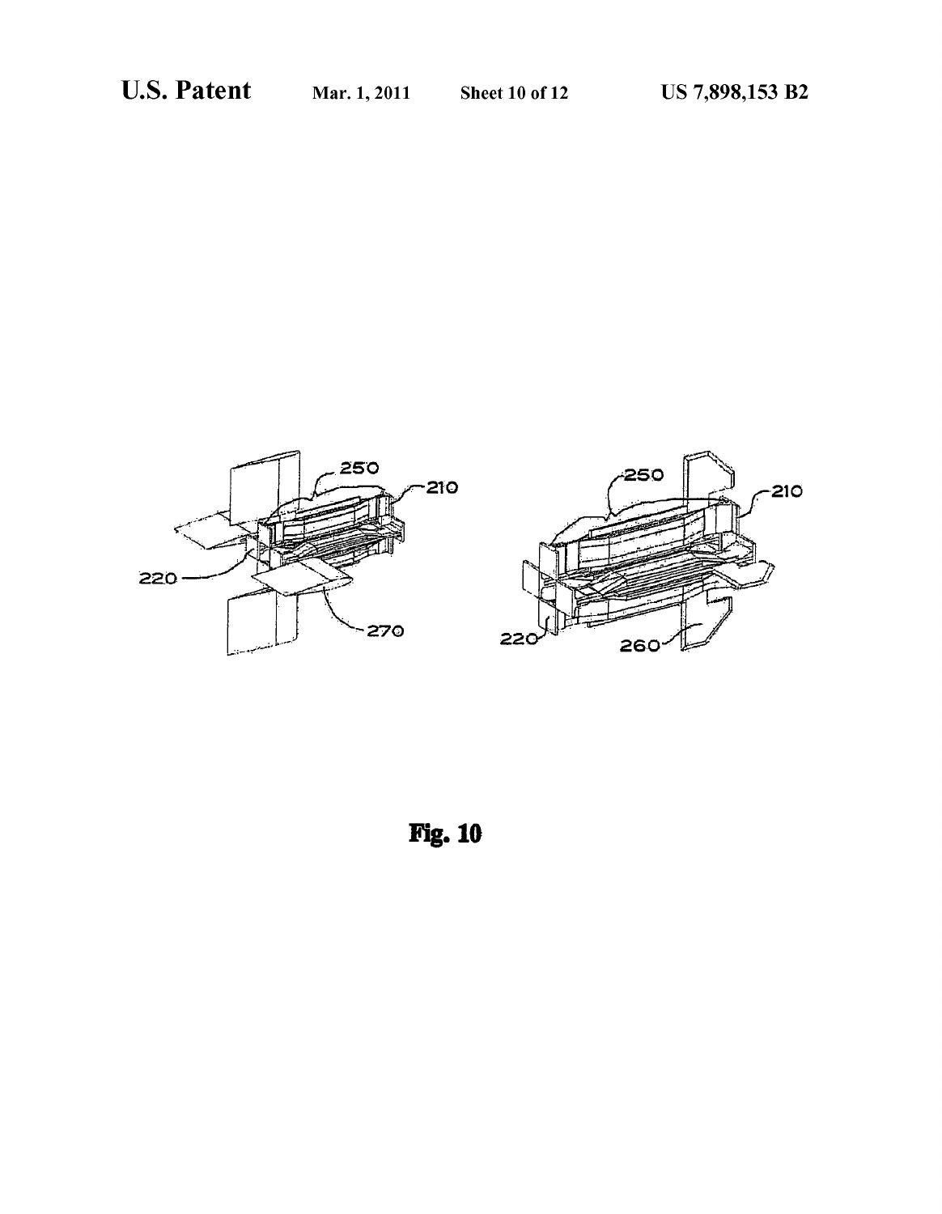Fig. 10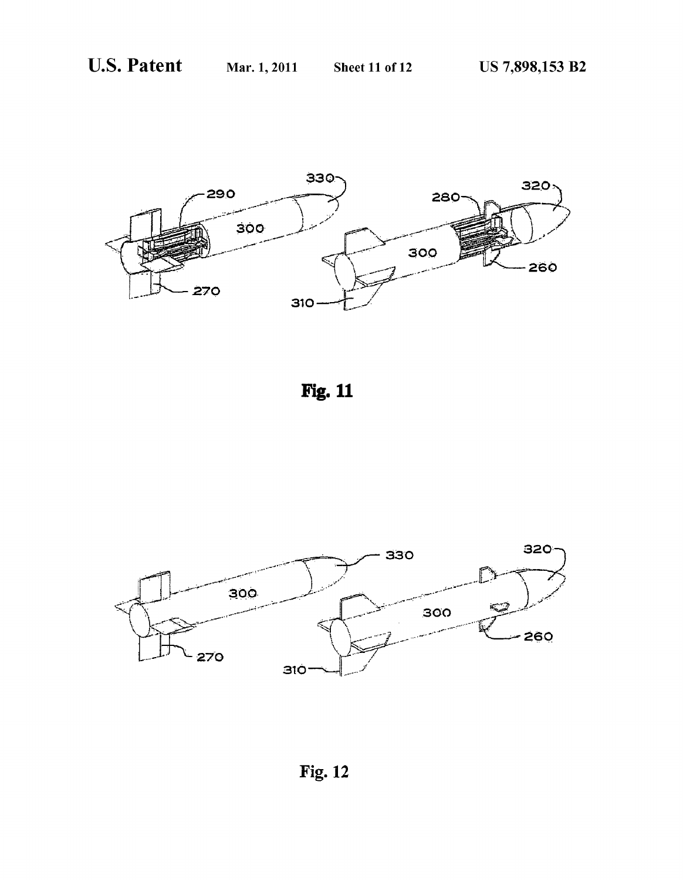Fig. 11

Fig. 12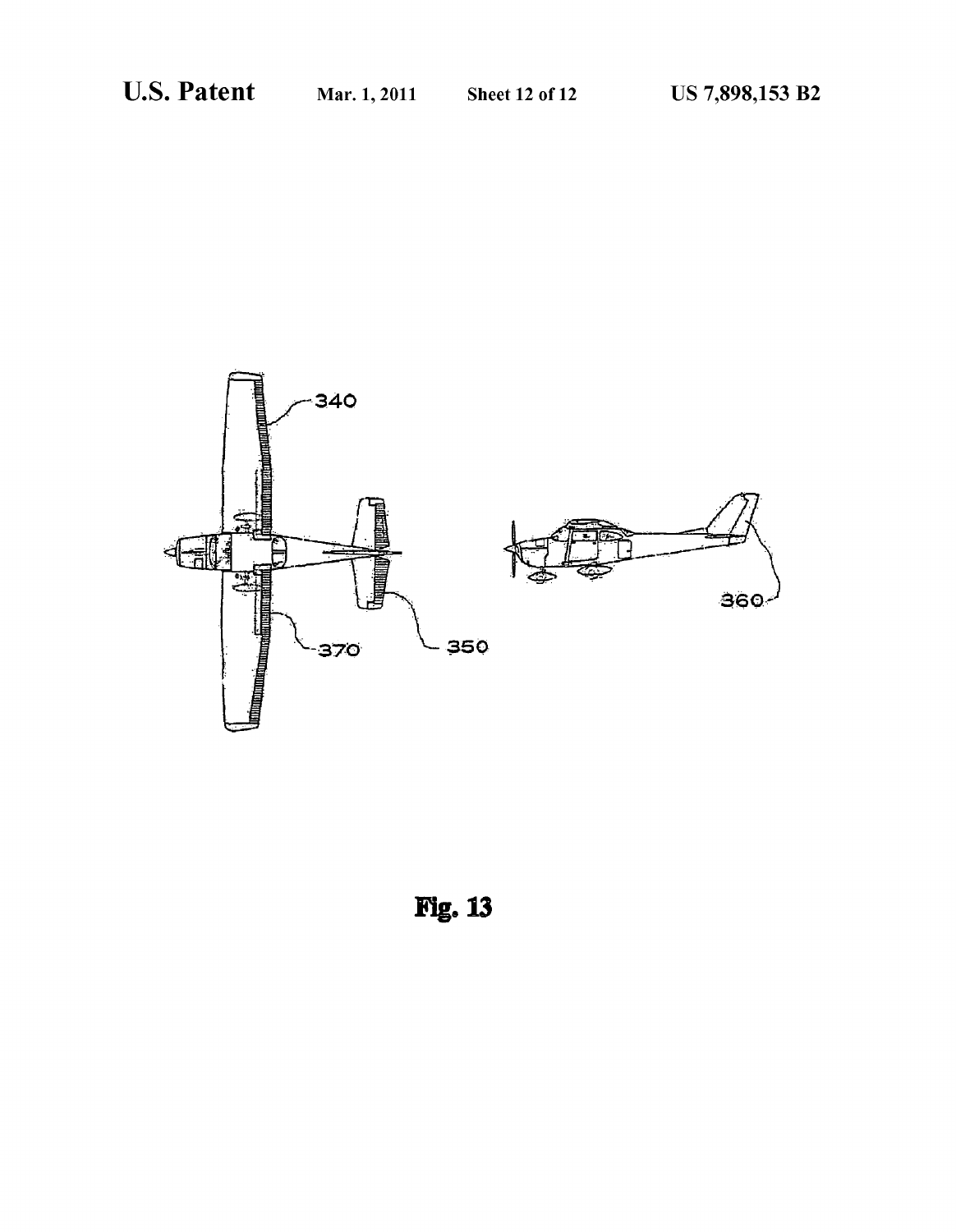340

350

360

370

Fig. 13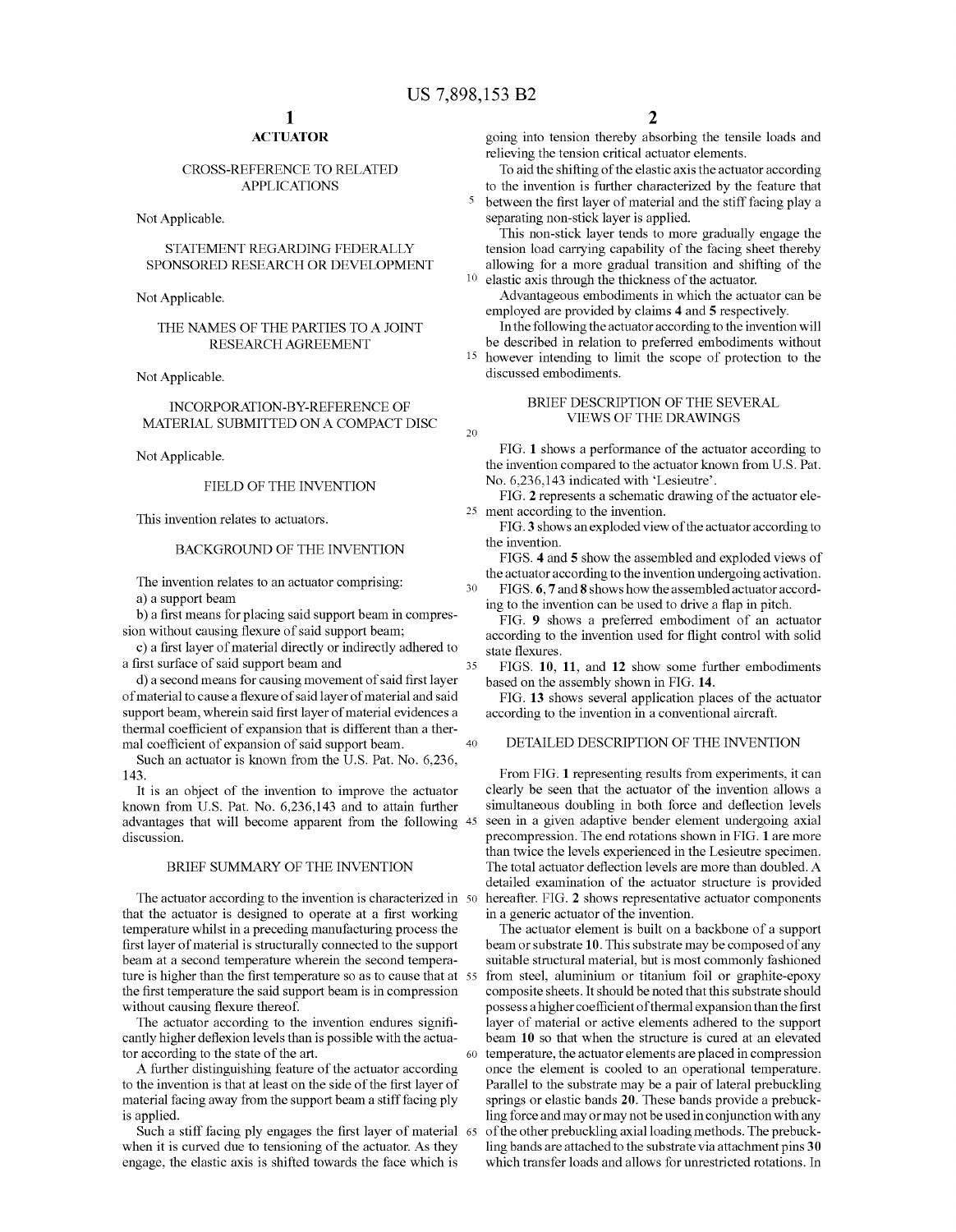# ACTUATOR

## CROSS-REFERENCE TO RELATED APPLICATIONS

Not Applicable.

## STATEMENT REGARDING FEDERALLY SPONSORED RESEARCH OR DEVELOPMENT

Not Applicable.

## THE NAMES OF THE PARTIES TO A JOINT RESEARCH AGREEMENT

Not Applicable.

## INCORPORATION-BY-REFERENCE OF MATERIAL SUBMITTED ON A COMPACT DISC

Not Applicable.

## FIELD OF THE INVENTION

This invention relates to actuators.

## BACKGROUND OF THE INVENTION

The invention relates to an actuator comprising:

a) a support beam

b) a first means for placing said support beam in compression without causing flexure of said support beam;

c) a first layer of material directly or indirectly adhered to a first surface of said support beam and

d) a second means for causing movement of said first layer of material to cause a flexure of said layer of material and said support beam, wherein said first layer of material evidences a thermal coefficient of expansion that is different than a thermal coefficient of expansion of said support beam.

Such an actuator is known from the U.S. Pat. No. 6,236,143.

It is an object of the invention to improve the actuator known from U.S. Pat. No. 6,236,143 and to attain further advantages that will become apparent from the following discussion.

## BRIEF SUMMARY OF THE INVENTION

The actuator according to the invention is characterized in that the actuator is designed to operate at a first working temperature whilst in a preceding manufacturing process the first layer of material is structurally connected to the support beam at a second temperature wherein the second temperature is higher than the first temperature so as to cause that at the first temperature the said support beam is in compression without causing flexure thereof.

The actuator according to the invention endures significantly higher deflexion levels than is possible with the actuator according to the state of the art.

A further distinguishing feature of the actuator according to the invention is that at least on the side of the first layer of material facing away from the support beam a stiff facing ply is applied.

Such a stiff facing ply engages the first layer of material when it is curved due to tensioning of the actuator. As they engage, the elastic axis is shifted towards the face which is going into tension thereby absorbing the tensile loads and relieving the tension critical actuator elements.

To aid the shifting of the elastic axis the actuator according to the invention is further characterized by the feature that between the first layer of material and the stiff facing ply a separating non-stick layer is applied.

This non-stick layer tends to more gradually engage the tension load carrying capability of the facing sheet thereby allowing for a more gradual transition and shifting of the elastic axis through the thickness of the actuator.

Advantageous embodiments in which the actuator can be employed are provided by claims **4** and **5** respectively.

In the following the actuator according to the invention will be described in relation to preferred embodiments without however intending to limit the scope of protection to the discussed embodiments.

## BRIEF DESCRIPTION OF THE SEVERAL VIEWS OF THE DRAWINGS

FIG. **1** shows a performance of the actuator according to the invention compared to the actuator known from U.S. Pat. No. 6,236,143 indicated with 'Lesieutre'.

FIG. **2** represents a schematic drawing of the actuator element according to the invention.

FIG. **3** shows an exploded view of the actuator according to the invention.

FIGS. **4** and **5** show the assembled and exploded views of the actuator according to the invention undergoing activation.

FIGS. **6**, **7** and **8** shows how the assembled actuator according to the invention can be used to drive a flap in pitch.

FIG. **9** shows a preferred embodiment of an actuator according to the invention used for flight control with solid state flexures.

FIGS. **10**, **11**, and **12** show some further embodiments based on the assembly shown in FIG. **14**.

FIG. **13** shows several application places of the actuator according to the invention in a conventional aircraft.

## DETAILED DESCRIPTION OF THE INVENTION

From FIG. **1** representing results from experiments, it can clearly be seen that the actuator of the invention allows a simultaneous doubling in both force and deflection levels seen in a given adaptive bender element undergoing axial precompression. The end rotations shown in FIG. **1** are more than twice the levels experienced in the Lesieutre specimen. The total actuator deflection levels are more than doubled. A detailed examination of the actuator structure is provided hereafter. FIG. **2** shows representative actuator components in a generic actuator of the invention.

The actuator element is built on a backbone of a support beam or substrate **10**. This substrate may be composed of any suitable structural material, but is most commonly fashioned from steel, aluminium or titanium foil or graphite-epoxy composite sheets. It should be noted that this substrate should possess a higher coefficient of thermal expansion than the first layer of material or active elements adhered to the support beam **10** so that when the structure is cured at an elevated temperature, the actuator elements are placed in compression once the element is cooled to an operational temperature. Parallel to the substrate may be a pair of lateral prebuckling springs or elastic bands **20**. These bands provide a prebuckling force and may or may not be used in conjunction with any of the other prebuckling axial loading methods. The prebuckling bands are attached to the substrate via attachment pins **30** which transfer loads and allows for unrestricted rotations. In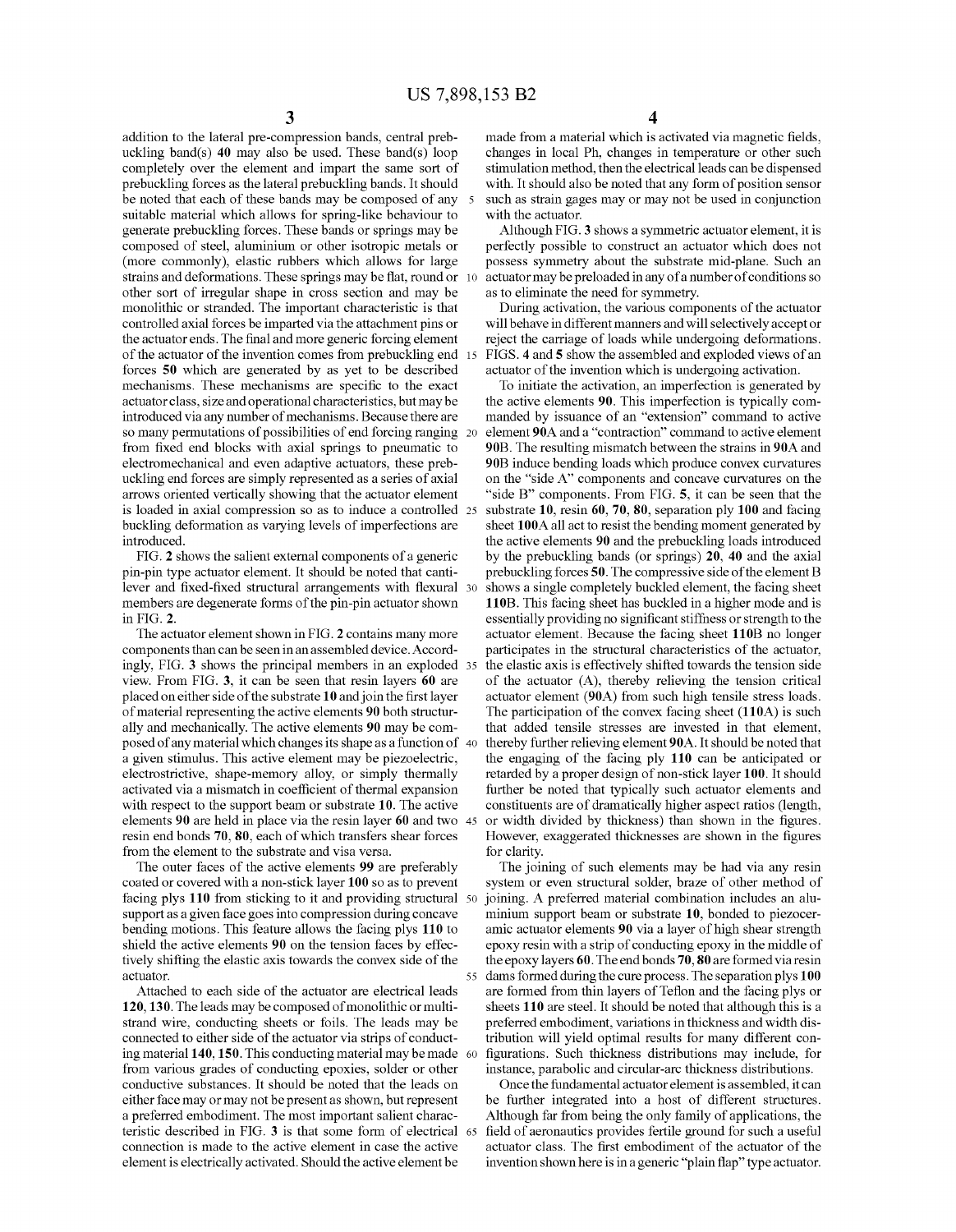addition to the lateral pre-compression bands, central prebuckling band(s) **40** may also be used. These band(s) loop completely over the element and impart the same sort of prebuckling forces as the lateral prebuckling bands. It should be noted that each of these bands may be composed of any suitable material which allows for spring-like behaviour to generate prebuckling forces. These bands or springs may be composed of steel, aluminium or other isotropic metals or (more commonly), elastic rubbers which allows for large strains and deformations. These springs may be flat, round or other sort of irregular shape in cross section and may be monolithic or stranded. The important characteristic is that controlled axial forces be imparted via the attachment pins or the actuator ends. The final and more generic forcing element of the actuator of the invention comes from prebuckling end forces **50** which are generated by as yet to be described mechanisms. These mechanisms are specific to the exact actuator class, size and operational characteristics, but may be introduced via any number of mechanisms. Because there are so many permutations of possibilities of end forcing ranging from fixed end blocks with axial springs to pneumatic to electromechanical and even adaptive actuators, these prebuckling end forces are simply represented as a series of axial arrows oriented vertically showing that the actuator element is loaded in axial compression so as to induce a controlled buckling deformation as varying levels of imperfections are introduced.

FIG. **2** shows the salient external components of a generic pin-pin type actuator element. It should be noted that cantilever and fixed-fixed structural arrangements with flexural members are degenerate forms of the pin-pin actuator shown in FIG. **2**.

The actuator element shown in FIG. **2** contains many more components than can be seen in an assembled device. Accordingly, FIG. **3** shows the principal members in an exploded view. From FIG. **3**, it can be seen that resin layers **60** are placed on either side of the substrate **10** and join the first layer of material representing the active elements **90** both structurally and mechanically. The active elements **90** may be composed of any material which changes its shape as a function of a given stimulus. This active element may be piezoelectric, electrostrictive, shape-memory alloy, or simply thermally activated via a mismatch in coefficient of thermal expansion with respect to the support beam or substrate **10**. The active elements **90** are held in place via the resin layer **60** and two resin end bonds **70**, **80**, each of which transfers shear forces from the element to the substrate and visa versa.

The outer faces of the active elements **99** are preferably coated or covered with a non-stick layer **100** so as to prevent facing plys **110** from sticking to it and providing structural support as a given face goes into compression during concave bending motions. This feature allows the facing plys **110** to shield the active elements **90** on the tension faces by effectively shifting the elastic axis towards the convex side of the actuator.

Attached to each side of the actuator are electrical leads **120**, **130**. The leads may be composed of monolithic or multi-strand wire, conducting sheets or foils. The leads may be connected to either side of the actuator via strips of conducting material **140**, **150**. This conducting material may be made from various grades of conducting epoxies, solder or other conductive substances. It should be noted that the leads on either face may or may not be present as shown, but represent a preferred embodiment. The most important salient characteristic described in FIG. **3** is that some form of electrical connection is made to the active element in case the active element is electrically activated. Should the active element be made from a material which is activated via magnetic fields, changes in local Ph, changes in temperature or other such stimulation method, then the electrical leads can be dispensed with. It should also be noted that any form of position sensor such as strain gages may or may not be used in conjunction with the actuator.

Although FIG. **3** shows a symmetric actuator element, it is perfectly possible to construct an actuator which does not possess symmetry about the substrate mid-plane. Such an actuator may be preloaded in any of a number of conditions so as to eliminate the need for symmetry.

During activation, the various components of the actuator will behave in different manners and will selectively accept or reject the carriage of loads while undergoing deformations. FIGS. **4** and **5** show the assembled and exploded views of an actuator of the invention which is undergoing activation.

To initiate the activation, an imperfection is generated by the active elements **90**. This imperfection is typically commanded by issuance of an "extension" command to active element **90A** and a "contraction" command to active element **90B**. The resulting mismatch between the strains in **90A** and **90B** induce bending loads which produce convex curvatures on the "side A" components and concave curvatures on the "side B" components. From FIG. **5**, it can be seen that the substrate **10**, resin **60**, **70**, **80**, separation ply **100** and facing sheet **100A** all act to resist the bending moment generated by the active elements **90** and the prebuckling loads introduced by the prebuckling bands (or springs) **20**, **40** and the axial prebuckling forces **50**. The compressive side of the element B shows a single completely buckled element, the facing sheet **110B**. This facing sheet has buckled in a higher mode and is essentially providing no significant stiffness or strength to the actuator element. Because the facing sheet **110B** no longer participates in the structural characteristics of the actuator, the elastic axis is effectively shifted towards the tension side of the actuator (A), thereby relieving the tension critical actuator element (**90A**) from such high tensile stress loads. The participation of the convex facing sheet (**110A**) is such that added tensile stresses are invested in that element, thereby further relieving element **90A**. It should be noted that the engaging of the facing ply **110** can be anticipated or retarded by a proper design of non-stick layer **100**. It should further be noted that typically such actuator elements and constituents are of dramatically higher aspect ratios (length, or width divided by thickness) than shown in the figures. However, exaggerated thicknesses are shown in the figures for clarity.

The joining of such elements may be had via any resin system or even structural solder, braze of other method of joining. A preferred material combination includes an aluminium support beam or substrate **10**, bonded to piezoceramic actuator elements **90** via a layer of high shear strength epoxy resin with a strip of conducting epoxy in the middle of the epoxy layers **60**. The end bonds **70**, **80** are formed via resin dams formed during the cure process. The separation plys **100** are formed from thin layers of Teflon and the facing plys or sheets **110** are steel. It should be noted that although this is a preferred embodiment, variations in thickness and width distribution will yield optimal results for many different configurations. Such thickness distributions may include, for instance, parabolic and circular-arc thickness distributions.

Once the fundamental actuator element is assembled, it can be further integrated into a host of different structures. Although far from being the only family of applications, the field of aeronautics provides fertile ground for such a useful actuator class. The first embodiment of the actuator of the invention shown here is in a generic "plain flap" type actuator.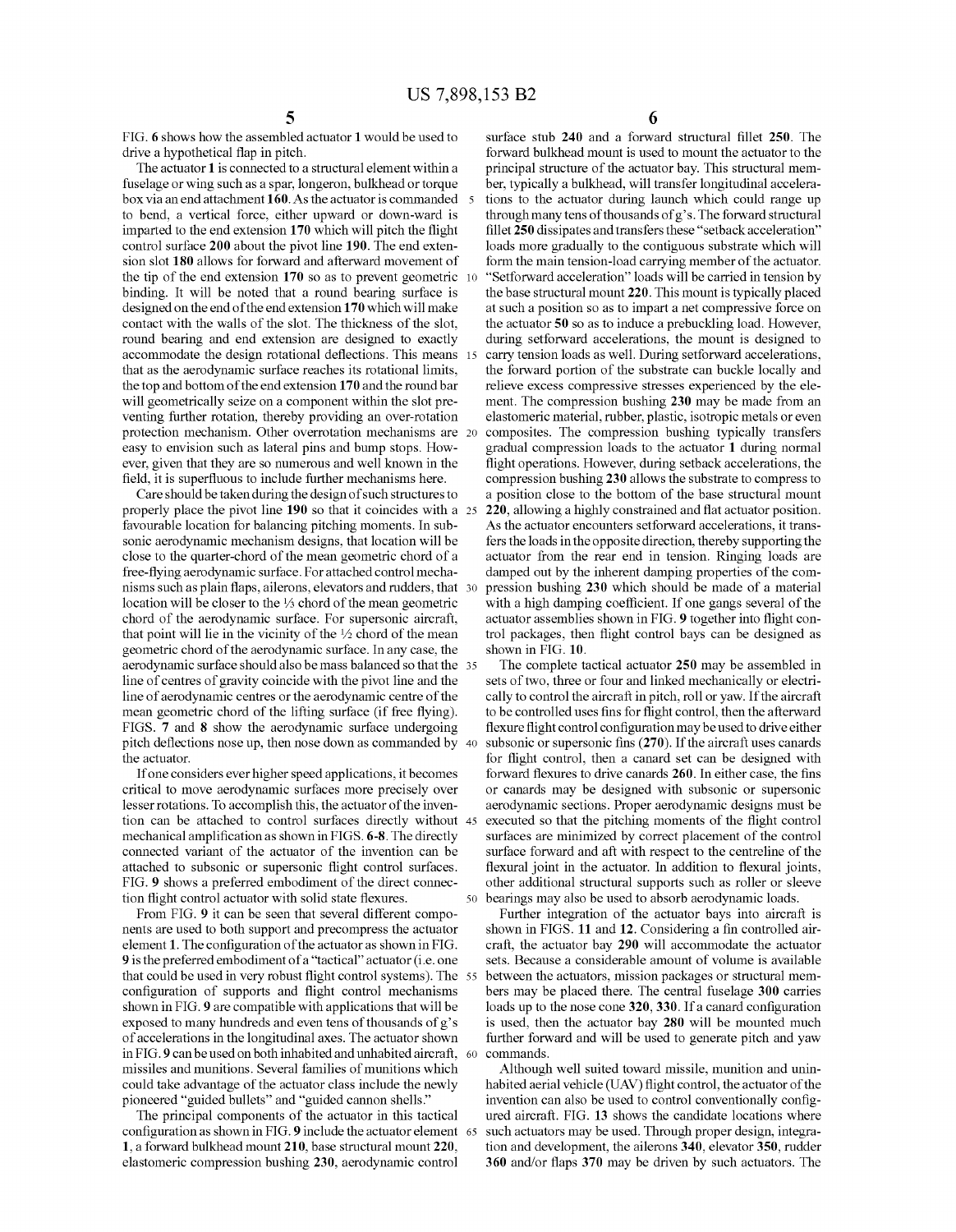FIG. 6 shows how the assembled actuator 1 would be used to drive a hypothetical flap in pitch.

The actuator 1 is connected to a structural element within a fuselage or wing such as a spar, longeron, bulkhead or torque box via an end attachment 160. As the actuator is commanded to bend, a vertical force, either upward or down-ward is imparted to the end extension 170 which will pitch the flight control surface 200 about the pivot line 190. The end extension slot 180 allows for forward and afterward movement of the tip of the end extension 170 so as to prevent geometric binding. It will be noted that a round bearing surface is designed on the end of the end extension 170 which will make contact with the walls of the slot. The thickness of the slot, round bearing and end extension are designed to exactly accommodate the design rotational deflections. This means that as the aerodynamic surface reaches its rotational limits, the top and bottom of the end extension 170 and the round bar will geometrically seize on a component within the slot preventing further rotation, thereby providing an over-rotation protection mechanism. Other overrotation mechanisms are easy to envision such as lateral pins and bump stops. However, given that they are so numerous and well known in the field, it is superfluous to include further mechanisms here.

Care should be taken during the design of such structures to properly place the pivot line 190 so that it coincides with a favourable location for balancing pitching moments. In subsonic aerodynamic mechanism designs, that location will be close to the quarter-chord of the mean geometric chord of a free-flying aerodynamic surface. For attached control mechanisms such as plain flaps, ailerons, elevators and rudders, that location will be closer to the ⅓ chord of the mean geometric chord of the aerodynamic surface. For supersonic aircraft, that point will lie in the vicinity of the ½ chord of the mean geometric chord of the aerodynamic surface. In any case, the aerodynamic surface should also be mass balanced so that the line of centres of gravity coincide with the pivot line and the line of aerodynamic centres or the aerodynamic centre of the mean geometric chord of the lifting surface (if free flying). FIGS. 7 and 8 show the aerodynamic surface undergoing pitch deflections nose up, then nose down as commanded by the actuator.

If one considers ever higher speed applications, it becomes critical to move aerodynamic surfaces more precisely over lesser rotations. To accomplish this, the actuator of the invention can be attached to control surfaces directly without mechanical amplification as shown in FIGS. 6-8. The directly connected variant of the actuator of the invention can be attached to subsonic or supersonic flight control surfaces. FIG. 9 shows a preferred embodiment of the direct connection flight control actuator with solid state flexures.

From FIG. 9 it can be seen that several different components are used to both support and precompress the actuator element 1. The configuration of the actuator as shown in FIG. 9 is the preferred embodiment of a "tactical" actuator (i.e. one that could be used in very robust flight control systems). The configuration of supports and flight control mechanisms shown in FIG. 9 are compatible with applications that will be exposed to many hundreds and even tens of thousands of g's of accelerations in the longitudinal axes. The actuator shown in FIG. 9 can be used on both inhabited and unhabited aircraft, missiles and munitions. Several families of munitions which could take advantage of the actuator class include the newly pioneered "guided bullets" and "guided cannon shells."

The principal components of the actuator in this tactical configuration as shown in FIG. 9 include the actuator element 1, a forward bulkhead mount 210, base structural mount 220, elastomeric compression bushing 230, aerodynamic control surface stub 240 and a forward structural fillet 250. The forward bulkhead mount is used to mount the actuator to the principal structure of the actuator bay. This structural member, typically a bulkhead, will transfer longitudinal accelerations to the actuator during launch which could range up through many tens of thousands of g's. The forward structural fillet 250 dissipates and transfers these "setback acceleration" loads more gradually to the contiguous substrate which will form the main tension-load carrying member of the actuator. "Setforward acceleration" loads will be carried in tension by the base structural mount 220. This mount is typically placed at such a position so as to impart a net compressive force on the actuator 50 so as to induce a prebuckling load. However, during setforward accelerations, the mount is designed to carry tension loads as well. During setforward accelerations, the forward portion of the substrate can buckle locally and relieve excess compressive stresses experienced by the element. The compression bushing 230 may be made from an elastomeric material, rubber, plastic, isotropic metals or even composites. The compression bushing typically transfers gradual compression loads to the actuator 1 during normal flight operations. However, during setback accelerations, the compression bushing 230 allows the substrate to compress to a position close to the bottom of the base structural mount 220, allowing a highly constrained and flat actuator position. As the actuator encounters setforward accelerations, it transfers the loads in the opposite direction, thereby supporting the actuator from the rear end in tension. Ringing loads are damped out by the inherent damping properties of the compression bushing 230 which should be made of a material with a high damping coefficient. If one gangs several of the actuator assemblies shown in FIG. 9 together into flight control packages, then flight control bays can be designed as shown in FIG. 10.

The complete tactical actuator 250 may be assembled in sets of two, three or four and linked mechanically or electrically to control the aircraft in pitch, roll or yaw. If the aircraft to be controlled uses fins for flight control, then the afterward flexure flight control configuration may be used to drive either subsonic or supersonic fins (270). If the aircraft uses canards for flight control, then a canard set can be designed with forward flexures to drive canards 260. In either case, the fins or canards may be designed with subsonic or supersonic aerodynamic sections. Proper aerodynamic designs must be executed so that the pitching moments of the flight control surfaces are minimized by correct placement of the control surface forward and aft with respect to the centreline of the flexural joint in the actuator. In addition to flexural joints, other additional structural supports such as roller or sleeve bearings may also be used to absorb aerodynamic loads.

Further integration of the actuator bays into aircraft is shown in FIGS. 11 and 12. Considering a fin controlled aircraft, the actuator bay 290 will accommodate the actuator sets. Because a considerable amount of volume is available between the actuators, mission packages or structural members may be placed there. The central fuselage 300 carries loads up to the nose cone 320, 330. If a canard configuration is used, then the actuator bay 280 will be mounted much further forward and will be used to generate pitch and yaw commands.

Although well suited toward missile, munition and uninhabited aerial vehicle (UAV) flight control, the actuator of the invention can also be used to control conventionally configured aircraft. FIG. 13 shows the candidate locations where such actuators may be used. Through proper design, integration and development, the ailerons 340, elevator 350, rudder 360 and/or flaps 370 may be driven by such actuators. The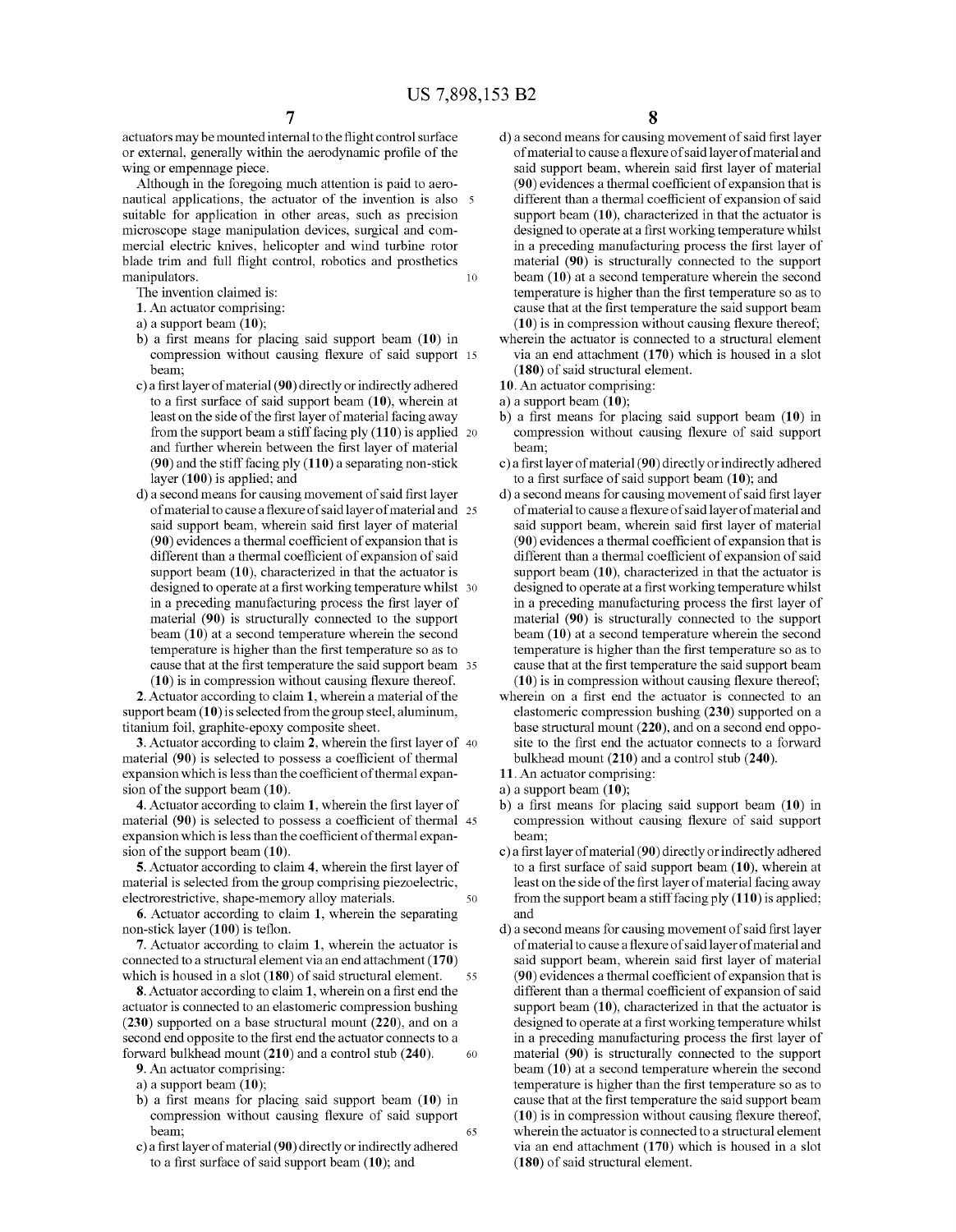actuators may be mounted internal to the flight control surface or external, generally within the aerodynamic profile of the wing or empennage piece.

Although in the foregoing much attention is paid to aeronautical applications, the actuator of the invention is also suitable for application in other areas, such as precision microscope stage manipulation devices, surgical and commercial electric knives, helicopter and wind turbine rotor blade trim and full flight control, robotics and prosthetics manipulators.

The invention claimed is:

**1**. An actuator comprising:

a) a support beam (**10**);

b) a first means for placing said support beam (**10**) in compression without causing flexure of said support beam;

c) a first layer of material (**90**) directly or indirectly adhered to a first surface of said support beam (**10**), wherein at least on the side of the first layer of material facing away from the support beam a stiff facing ply (**110**) is applied and further wherein between the first layer of material (**90**) and the stiff facing ply (**110**) a separating non-stick layer (**100**) is applied; and

d) a second means for causing movement of said first layer of material to cause a flexure of said layer of material and said support beam, wherein said first layer of material (**90**) evidences a thermal coefficient of expansion that is different than a thermal coefficient of expansion of said support beam (**10**), characterized in that the actuator is designed to operate at a first working temperature whilst in a preceding manufacturing process the first layer of material (**90**) is structurally connected to the support beam (**10**) at a second temperature wherein the second temperature is higher than the first temperature so as to cause that at the first temperature the said support beam (**10**) is in compression without causing flexure thereof.

**2**. Actuator according to claim **1**, wherein a material of the support beam (**10**) is selected from the group steel, aluminum, titanium foil, graphite-epoxy composite sheet.

**3**. Actuator according to claim **2**, wherein the first layer of material (**90**) is selected to possess a coefficient of thermal expansion which is less than the coefficient of thermal expansion of the support beam (**10**).

**4**. Actuator according to claim **1**, wherein the first layer of material (**90**) is selected to possess a coefficient of thermal expansion which is less than the coefficient of thermal expansion of the support beam (**10**).

**5**. Actuator according to claim **4**, wherein the first layer of material is selected from the group comprising piezoelectric, electrorestrictive, shape-memory alloy materials.

**6**. Actuator according to claim **1**, wherein the separating non-stick layer (**100**) is teflon.

**7**. Actuator according to claim **1**, wherein the actuator is connected to a structural element via an end attachment (**170**) which is housed in a slot (**180**) of said structural element.

**8**. Actuator according to claim **1**, wherein on a first end the actuator is connected to an elastomeric compression bushing (**230**) supported on a base structural mount (**220**), and on a second end opposite to the first end the actuator connects to a forward bulkhead mount (**210**) and a control stub (**240**).

**9**. An actuator comprising:

a) a support beam (**10**);

b) a first means for placing said support beam (**10**) in compression without causing flexure of said support beam;

c) a first layer of material (**90**) directly or indirectly adhered to a first surface of said support beam (**10**); and

d) a second means for causing movement of said first layer of material to cause a flexure of said layer of material and said support beam, wherein said first layer of material (**90**) evidences a thermal coefficient of expansion that is different than a thermal coefficient of expansion of said support beam (**10**), characterized in that the actuator is designed to operate at a first working temperature whilst in a preceding manufacturing process the first layer of material (**90**) is structurally connected to the support beam (**10**) at a second temperature wherein the second temperature is higher than the first temperature so as to cause that at the first temperature the said support beam (**10**) is in compression without causing flexure thereof;

wherein the actuator is connected to a structural element via an end attachment (**170**) which is housed in a slot (**180**) of said structural element.

**10**. An actuator comprising:

a) a support beam (**10**);

b) a first means for placing said support beam (**10**) in compression without causing flexure of said support beam;

c) a first layer of material (**90**) directly or indirectly adhered to a first surface of said support beam (**10**); and

d) a second means for causing movement of said first layer of material to cause a flexure of said layer of material and said support beam, wherein said first layer of material (**90**) evidences a thermal coefficient of expansion that is different than a thermal coefficient of expansion of said support beam (**10**), characterized in that the actuator is designed to operate at a first working temperature whilst in a preceding manufacturing process the first layer of material (**90**) is structurally connected to the support beam (**10**) at a second temperature wherein the second temperature is higher than the first temperature so as to cause that at the first temperature the said support beam (**10**) is in compression without causing flexure thereof;

wherein on a first end the actuator is connected to an elastomeric compression bushing (**230**) supported on a base structural mount (**220**), and on a second end opposite to the first end the actuator connects to a forward bulkhead mount (**210**) and a control stub (**240**).

**11**. An actuator comprising:

a) a support beam (**10**);

b) a first means for placing said support beam (**10**) in compression without causing flexure of said support beam;

c) a first layer of material (**90**) directly or indirectly adhered to a first surface of said support beam (**10**), wherein at least on the side of the first layer of material facing away from the support beam a stiff facing ply (**110**) is applied; and

d) a second means for causing movement of said first layer of material to cause a flexure of said layer of material and said support beam, wherein said first layer of material (**90**) evidences a thermal coefficient of expansion that is different than a thermal coefficient of expansion of said support beam (**10**), characterized in that the actuator is designed to operate at a first working temperature whilst in a preceding manufacturing process the first layer of material (**90**) is structurally connected to the support beam (**10**) at a second temperature wherein the second temperature is higher than the first temperature so as to cause that at the first temperature the said support beam (**10**) is in compression without causing flexure thereof,

wherein the actuator is connected to a structural element via an end attachment (**170**) which is housed in a slot (**180**) of said structural element.